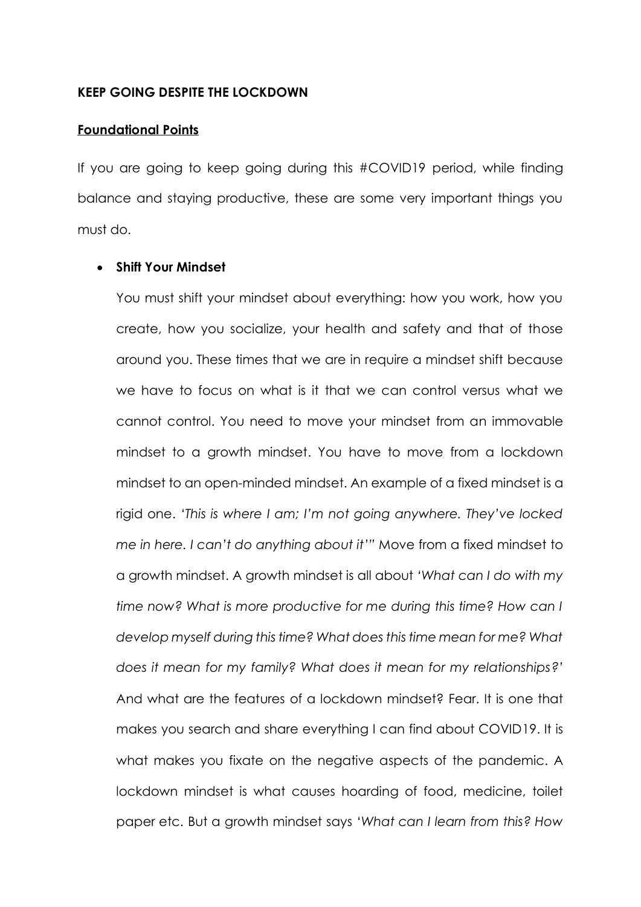**KEEP GOING DESPITE THE LOCKDOWN**

**Foundational Points**

If you are going to keep going during this #COVID19 period, while finding balance and staying productive, these are some very important things you must do.

- **Shift Your Mindset**

  You must shift your mindset about everything: how you work, how you create, how you socialize, your health and safety and that of those around you. These times that we are in require a mindset shift because we have to focus on what is it that we can control versus what we cannot control. You need to move your mindset from an immovable mindset to a growth mindset. You have to move from a lockdown mindset to an open-minded mindset. An example of a fixed mindset is a rigid one. *'This is where I am; I'm not going anywhere. They've locked me in here. I can't do anything about it'"* Move from a fixed mindset to a growth mindset. A growth mindset is all about *'What can I do with my time now? What is more productive for me during this time? How can I develop myself during this time? What does this time mean for me? What does it mean for my family? What does it mean for my relationships?'* And what are the features of a lockdown mindset? Fear. It is one that makes you search and share everything I can find about COVID19. It is what makes you fixate on the negative aspects of the pandemic. A lockdown mindset is what causes hoarding of food, medicine, toilet paper etc. But a growth mindset says *'What can I learn from this? How*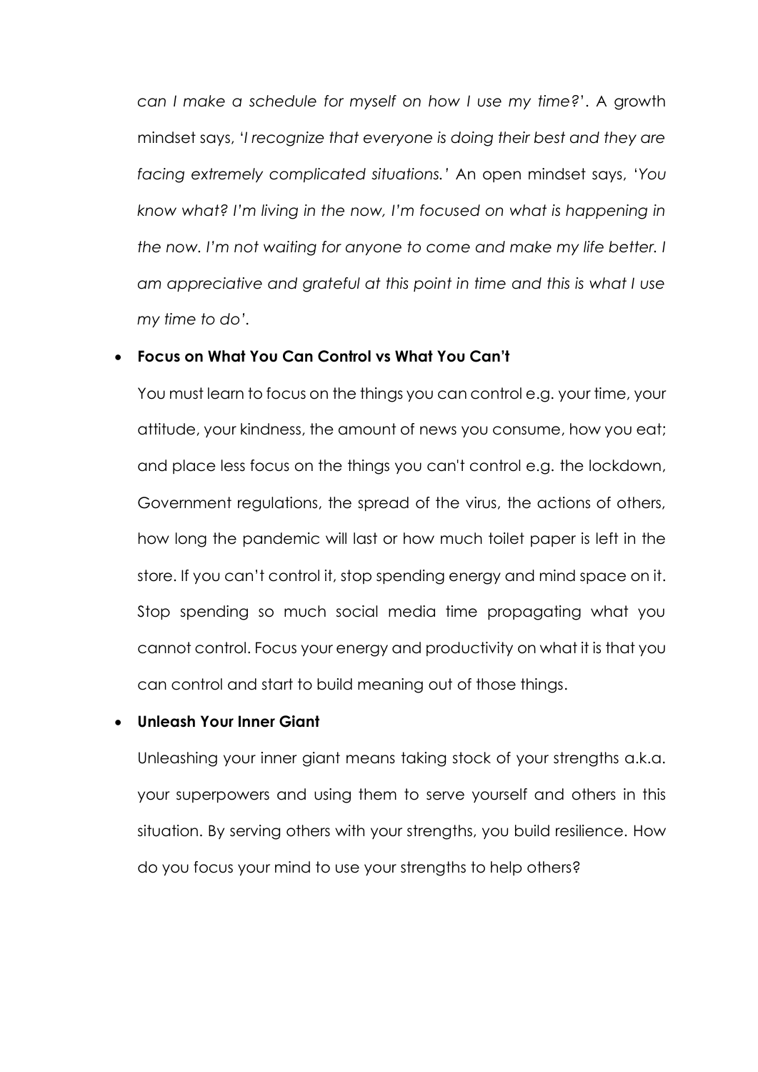*can I make a schedule for myself on how I use my time?*'. A growth mindset says, '*I recognize that everyone is doing their best and they are facing extremely complicated situations.*' An open mindset says, '*You know what? I'm living in the now, I'm focused on what is happening in the now. I'm not waiting for anyone to come and make my life better. I am appreciative and grateful at this point in time and this is what I use my time to do'.*

- **Focus on What You Can Control vs What You Can't**

  You must learn to focus on the things you can control e.g. your time, your attitude, your kindness, the amount of news you consume, how you eat; and place less focus on the things you can't control e.g. the lockdown, Government regulations, the spread of the virus, the actions of others, how long the pandemic will last or how much toilet paper is left in the store. If you can't control it, stop spending energy and mind space on it. Stop spending so much social media time propagating what you cannot control. Focus your energy and productivity on what it is that you can control and start to build meaning out of those things.

- **Unleash Your Inner Giant**

  Unleashing your inner giant means taking stock of your strengths a.k.a. your superpowers and using them to serve yourself and others in this situation. By serving others with your strengths, you build resilience. How do you focus your mind to use your strengths to help others?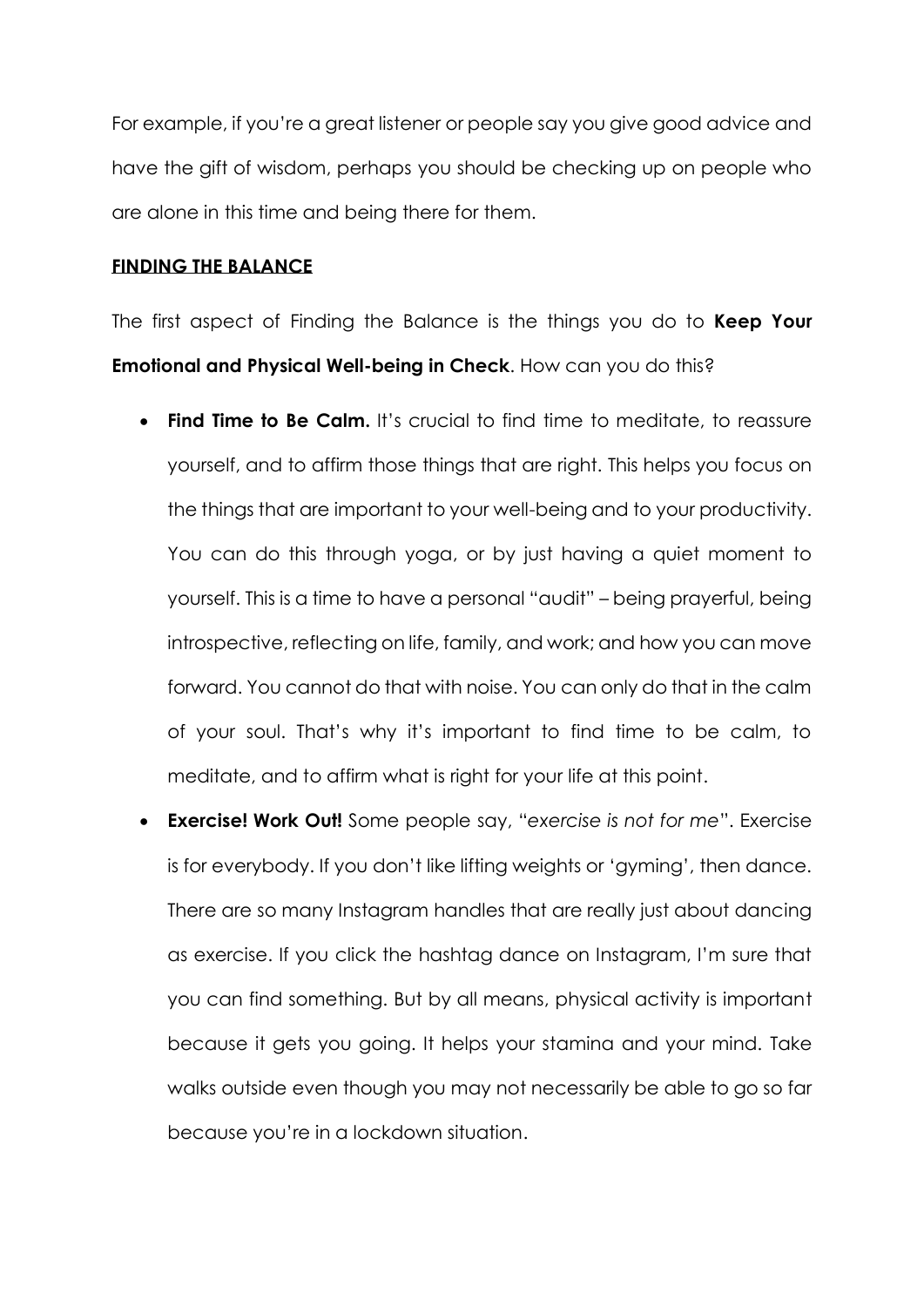For example, if you're a great listener or people say you give good advice and have the gift of wisdom, perhaps you should be checking up on people who are alone in this time and being there for them.

## **FINDING THE BALANCE**

The first aspect of Finding the Balance is the things you do to **Keep Your Emotional and Physical Well-being in Check**. How can you do this?

- **Find Time to Be Calm.** It's crucial to find time to meditate, to reassure yourself, and to affirm those things that are right. This helps you focus on the things that are important to your well-being and to your productivity. You can do this through yoga, or by just having a quiet moment to yourself. This is a time to have a personal "audit" – being prayerful, being introspective, reflecting on life, family, and work; and how you can move forward. You cannot do that with noise. You can only do that in the calm of your soul. That's why it's important to find time to be calm, to meditate, and to affirm what is right for your life at this point.
- **Exercise! Work Out!** Some people say, "*exercise is not for me*". Exercise is for everybody. If you don't like lifting weights or 'gyming', then dance. There are so many Instagram handles that are really just about dancing as exercise. If you click the hashtag dance on Instagram, I'm sure that you can find something. But by all means, physical activity is important because it gets you going. It helps your stamina and your mind. Take walks outside even though you may not necessarily be able to go so far because you're in a lockdown situation.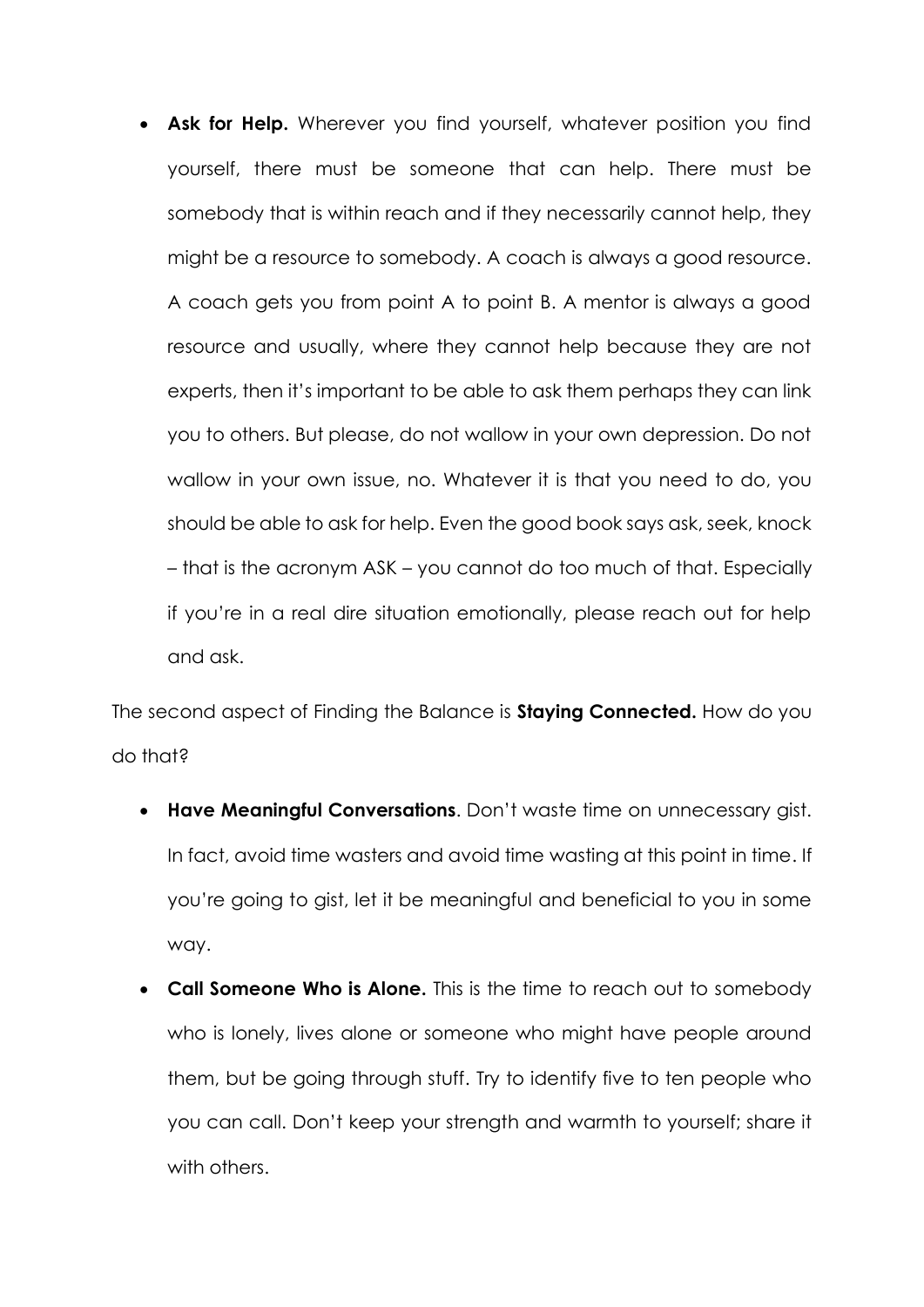- **Ask for Help.** Wherever you find yourself, whatever position you find yourself, there must be someone that can help. There must be somebody that is within reach and if they necessarily cannot help, they might be a resource to somebody. A coach is always a good resource. A coach gets you from point A to point B. A mentor is always a good resource and usually, where they cannot help because they are not experts, then it's important to be able to ask them perhaps they can link you to others. But please, do not wallow in your own depression. Do not wallow in your own issue, no. Whatever it is that you need to do, you should be able to ask for help. Even the good book says ask, seek, knock – that is the acronym ASK – you cannot do too much of that. Especially if you're in a real dire situation emotionally, please reach out for help and ask.

The second aspect of Finding the Balance is **Staying Connected.** How do you do that?

- **Have Meaningful Conversations**. Don't waste time on unnecessary gist. In fact, avoid time wasters and avoid time wasting at this point in time. If you're going to gist, let it be meaningful and beneficial to you in some way.
- **Call Someone Who is Alone.** This is the time to reach out to somebody who is lonely, lives alone or someone who might have people around them, but be going through stuff. Try to identify five to ten people who you can call. Don't keep your strength and warmth to yourself; share it with others.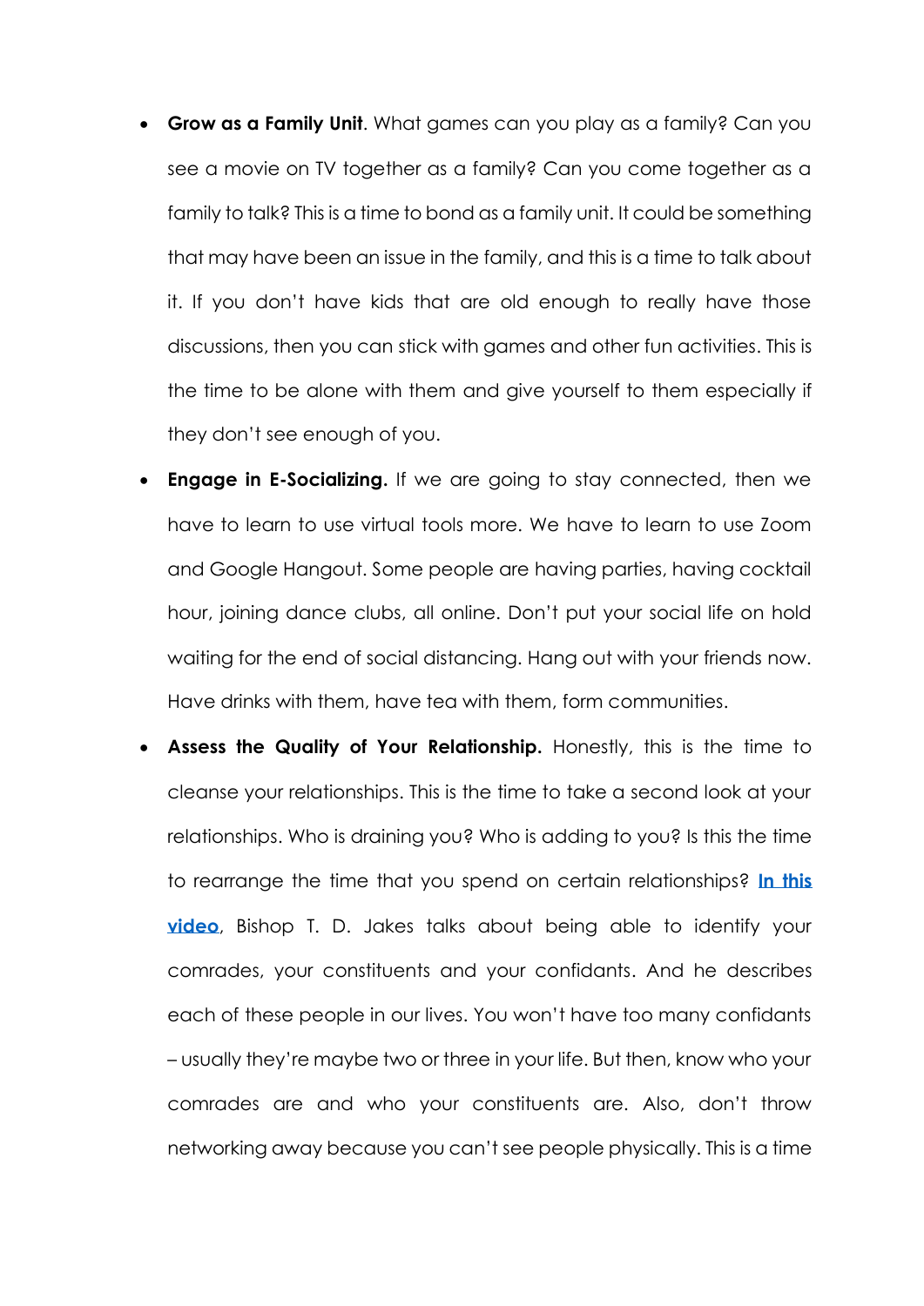- **Grow as a Family Unit**. What games can you play as a family? Can you see a movie on TV together as a family? Can you come together as a family to talk? This is a time to bond as a family unit. It could be something that may have been an issue in the family, and this is a time to talk about it. If you don't have kids that are old enough to really have those discussions, then you can stick with games and other fun activities. This is the time to be alone with them and give yourself to them especially if they don't see enough of you.
- **Engage in E-Socializing.** If we are going to stay connected, then we have to learn to use virtual tools more. We have to learn to use Zoom and Google Hangout. Some people are having parties, having cocktail hour, joining dance clubs, all online. Don't put your social life on hold waiting for the end of social distancing. Hang out with your friends now. Have drinks with them, have tea with them, form communities.
- **Assess the Quality of Your Relationship.** Honestly, this is the time to cleanse your relationships. This is the time to take a second look at your relationships. Who is draining you? Who is adding to you? Is this the time to rearrange the time that you spend on certain relationships? **In this video**, Bishop T. D. Jakes talks about being able to identify your comrades, your constituents and your confidants. And he describes each of these people in our lives. You won't have too many confidants – usually they're maybe two or three in your life. But then, know who your comrades are and who your constituents are. Also, don't throw networking away because you can't see people physically. This is a time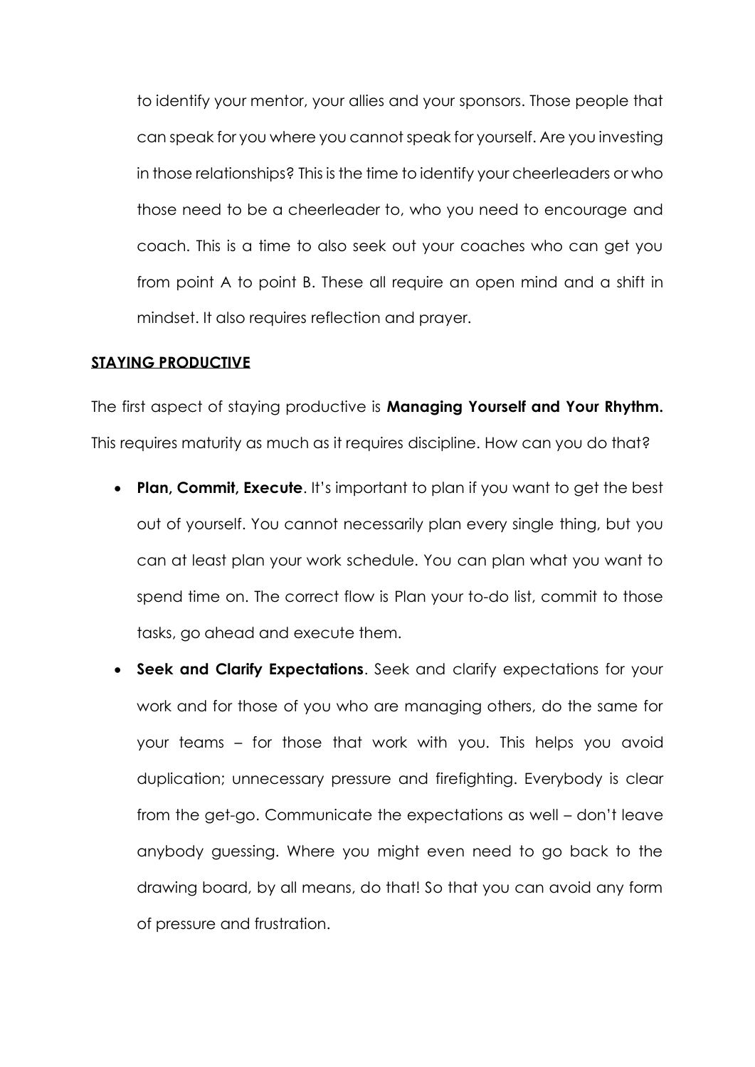to identify your mentor, your allies and your sponsors. Those people that can speak for you where you cannot speak for yourself. Are you investing in those relationships? This is the time to identify your cheerleaders or who those need to be a cheerleader to, who you need to encourage and coach. This is a time to also seek out your coaches who can get you from point A to point B. These all require an open mind and a shift in mindset. It also requires reflection and prayer.

## STAYING PRODUCTIVE

The first aspect of staying productive is **Managing Yourself and Your Rhythm.** This requires maturity as much as it requires discipline. How can you do that?

- **Plan, Commit, Execute**. It's important to plan if you want to get the best out of yourself. You cannot necessarily plan every single thing, but you can at least plan your work schedule. You can plan what you want to spend time on. The correct flow is Plan your to-do list, commit to those tasks, go ahead and execute them.
- **Seek and Clarify Expectations**. Seek and clarify expectations for your work and for those of you who are managing others, do the same for your teams – for those that work with you. This helps you avoid duplication; unnecessary pressure and firefighting. Everybody is clear from the get-go. Communicate the expectations as well – don't leave anybody guessing. Where you might even need to go back to the drawing board, by all means, do that! So that you can avoid any form of pressure and frustration.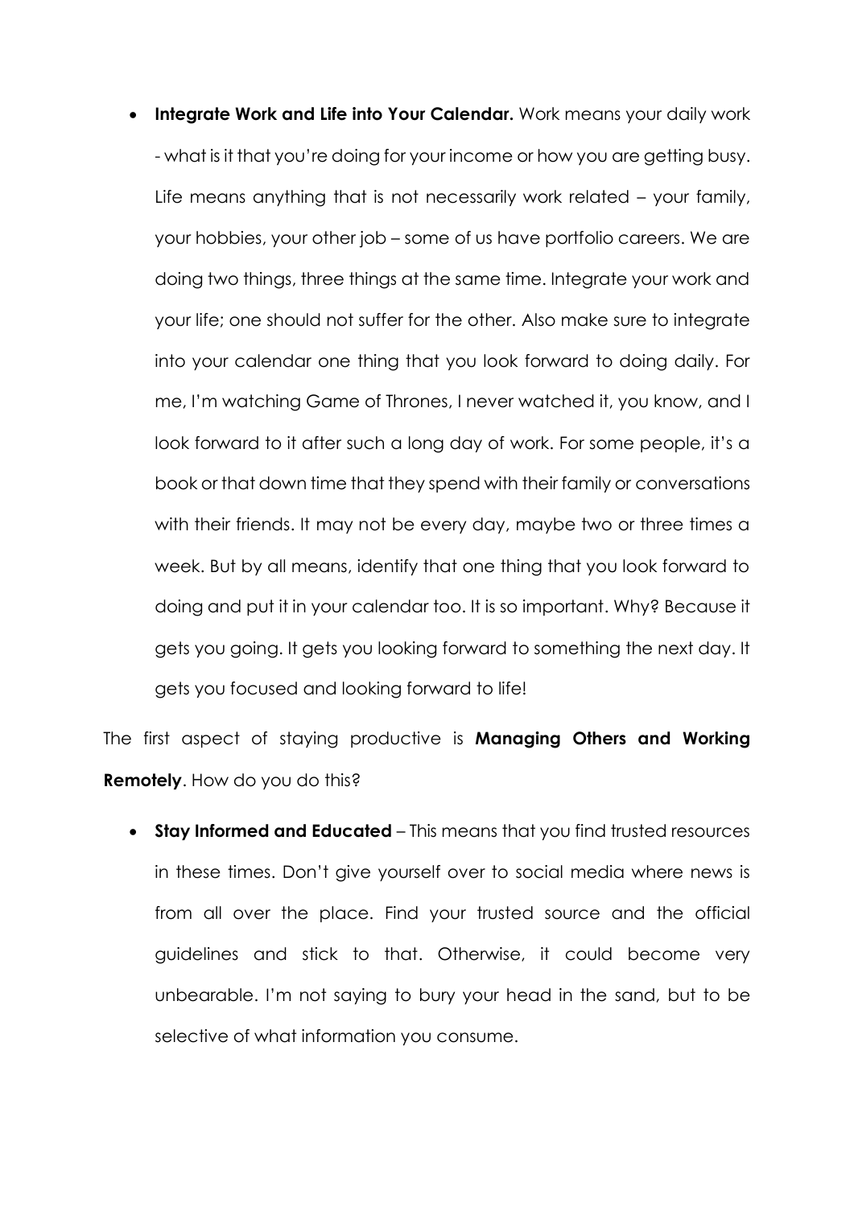- **Integrate Work and Life into Your Calendar.** Work means your daily work - what is it that you're doing for your income or how you are getting busy. Life means anything that is not necessarily work related – your family, your hobbies, your other job – some of us have portfolio careers. We are doing two things, three things at the same time. Integrate your work and your life; one should not suffer for the other. Also make sure to integrate into your calendar one thing that you look forward to doing daily. For me, I'm watching Game of Thrones, I never watched it, you know, and I look forward to it after such a long day of work. For some people, it's a book or that down time that they spend with their family or conversations with their friends. It may not be every day, maybe two or three times a week. But by all means, identify that one thing that you look forward to doing and put it in your calendar too. It is so important. Why? Because it gets you going. It gets you looking forward to something the next day. It gets you focused and looking forward to life!

The first aspect of staying productive is **Managing Others and Working Remotely**. How do you do this?

- **Stay Informed and Educated** – This means that you find trusted resources in these times. Don't give yourself over to social media where news is from all over the place. Find your trusted source and the official guidelines and stick to that. Otherwise, it could become very unbearable. I'm not saying to bury your head in the sand, but to be selective of what information you consume.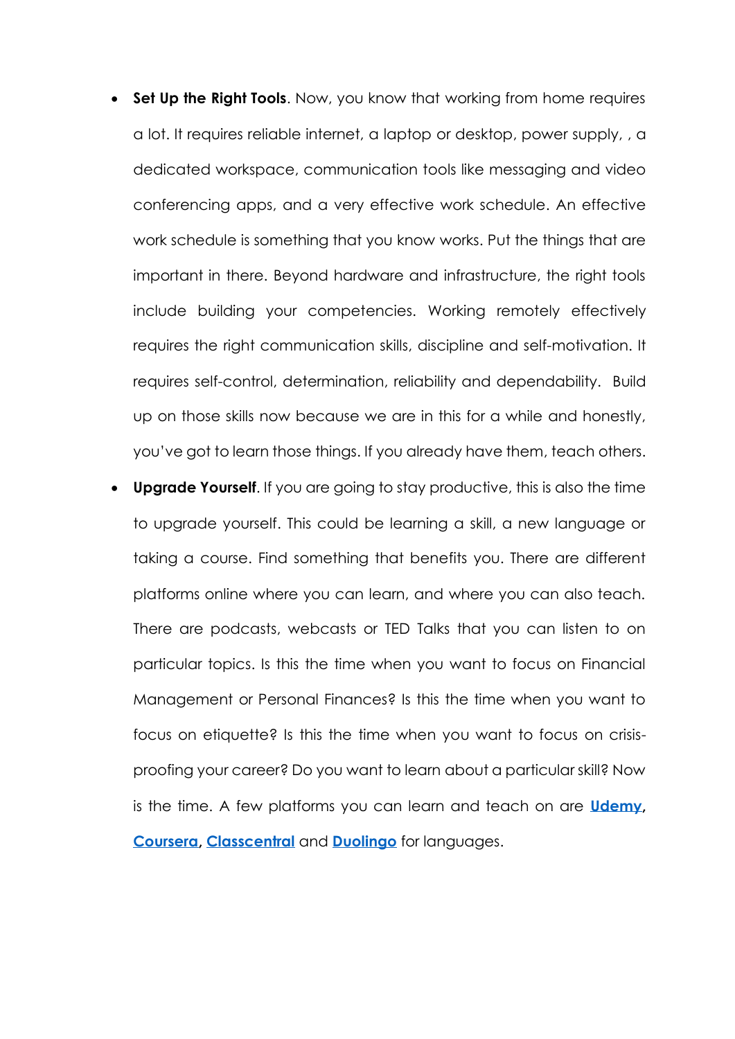- **Set Up the Right Tools**. Now, you know that working from home requires a lot. It requires reliable internet, a laptop or desktop, power supply, , a dedicated workspace, communication tools like messaging and video conferencing apps, and a very effective work schedule. An effective work schedule is something that you know works. Put the things that are important in there. Beyond hardware and infrastructure, the right tools include building your competencies. Working remotely effectively requires the right communication skills, discipline and self-motivation. It requires self-control, determination, reliability and dependability. Build up on those skills now because we are in this for a while and honestly, you've got to learn those things. If you already have them, teach others.
- **Upgrade Yourself**. If you are going to stay productive, this is also the time to upgrade yourself. This could be learning a skill, a new language or taking a course. Find something that benefits you. There are different platforms online where you can learn, and where you can also teach. There are podcasts, webcasts or TED Talks that you can listen to on particular topics. Is this the time when you want to focus on Financial Management or Personal Finances? Is this the time when you want to focus on etiquette? Is this the time when you want to focus on crisis-proofing your career? Do you want to learn about a particular skill? Now is the time. A few platforms you can learn and teach on are **Udemy**, **Coursera**, **Classcentral** and **Duolingo** for languages.